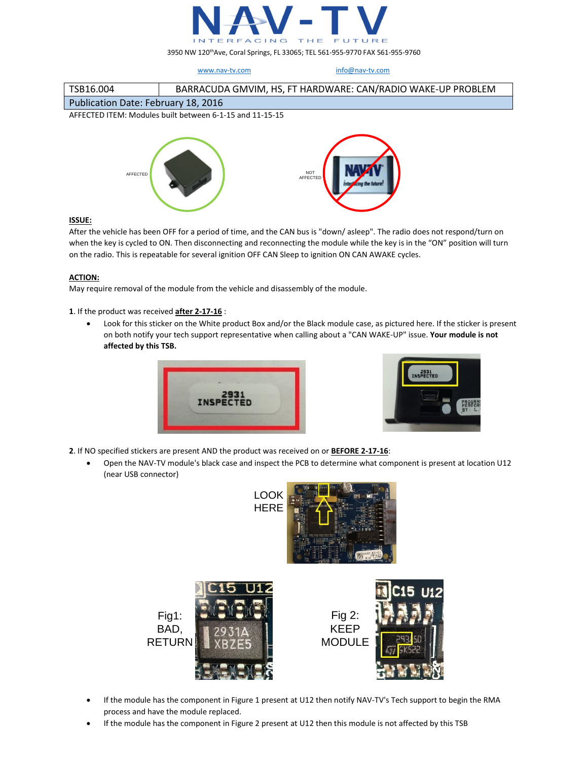NAV-TV

INTERFACING THE FUTURE

3950 NW 120th Ave, Coral Springs, FL 33065; TEL 561-955-9770 FAX 561-955-9760

www.nav-tv.com info@nav-tv.com

| TSB16.004 | BARRACUDA GMVIM, HS, FT HARDWARE: CAN/RADIO WAKE-UP PROBLEM |
| --- | --- |
| Publication Date: February 18, 2016 | |

AFFECTED ITEM: Modules built between 6-1-15 and 11-15-15

AFFECTED

NOT AFFECTED

**ISSUE:**

After the vehicle has been OFF for a period of time, and the CAN bus is "down/ asleep". The radio does not respond/turn on when the key is cycled to ON. Then disconnecting and reconnecting the module while the key is in the "ON" position will turn on the radio. This is repeatable for several ignition OFF CAN Sleep to ignition ON CAN AWAKE cycles.

**ACTION:**

May require removal of the module from the vehicle and disassembly of the module.

**1**. If the product was received **after 2-17-16** :

- Look for this sticker on the White product Box and/or the Black module case, as pictured here. If the sticker is present on both notify your tech support representative when calling about a "CAN WAKE-UP" issue. **Your module is not affected by this TSB.**

2931 INSPECTED

**2**. If NO specified stickers are present AND the product was received on or **BEFORE 2-17-16**:

- Open the NAV-TV module's black case and inspect the PCB to determine what component is present at location U12 (near USB connector)

LOOK HERE

Fig1: BAD, RETURN

Fig 2: KEEP MODULE

- If the module has the component in Figure 1 present at U12 then notify NAV-TV's Tech support to begin the RMA process and have the module replaced.
- If the module has the component in Figure 2 present at U12 then this module is not affected by this TSB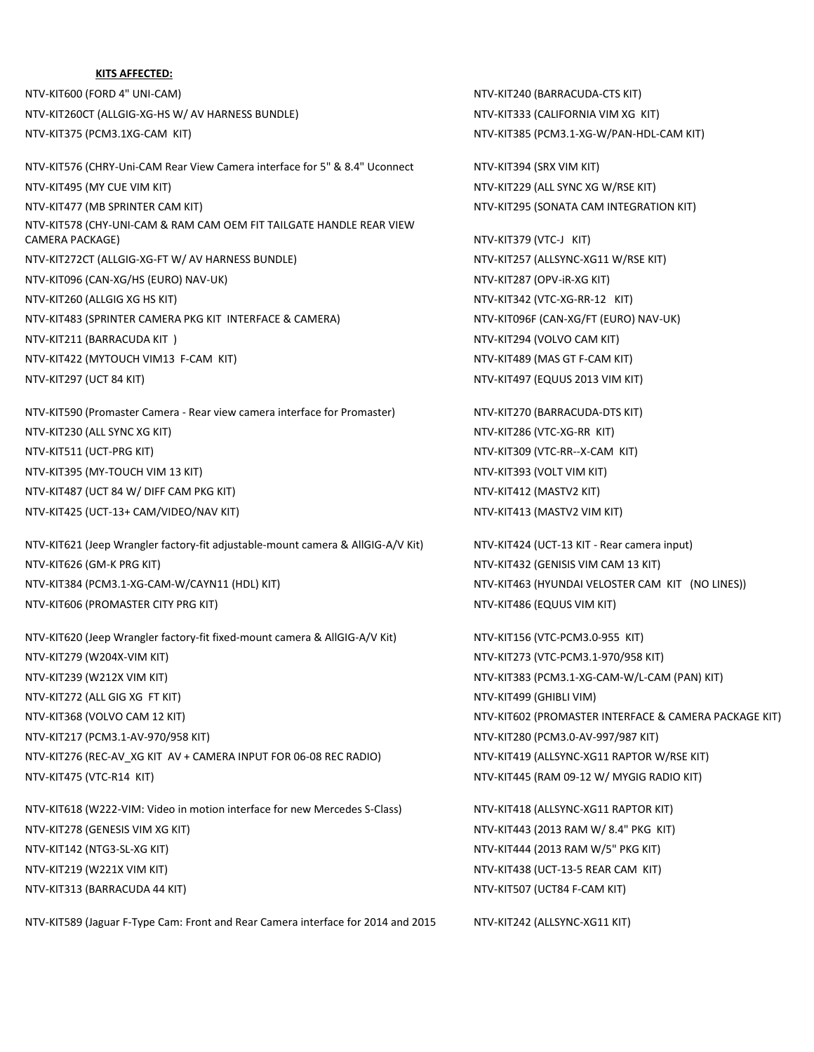**KITS AFFECTED:**

NTV-KIT600 (FORD 4" UNI-CAM)
NTV-KIT260CT (ALLGIG-XG-HS W/ AV HARNESS BUNDLE)
NTV-KIT375 (PCM3.1XG-CAM KIT)

NTV-KIT576 (CHRY-Uni-CAM Rear View Camera interface for 5" & 8.4" Uconnect
NTV-KIT495 (MY CUE VIM KIT)
NTV-KIT477 (MB SPRINTER CAM KIT)
NTV-KIT578 (CHY-UNI-CAM & RAM CAM OEM FIT TAILGATE HANDLE REAR VIEW CAMERA PACKAGE)
NTV-KIT272CT (ALLGIG-XG-FT W/ AV HARNESS BUNDLE)
NTV-KIT096 (CAN-XG/HS (EURO) NAV-UK)
NTV-KIT260 (ALLGIG XG HS KIT)
NTV-KIT483 (SPRINTER CAMERA PKG KIT INTERFACE & CAMERA)
NTV-KIT211 (BARRACUDA KIT )
NTV-KIT422 (MYTOUCH VIM13 F-CAM KIT)
NTV-KIT297 (UCT 84 KIT)

NTV-KIT590 (Promaster Camera - Rear view camera interface for Promaster)
NTV-KIT230 (ALL SYNC XG KIT)
NTV-KIT511 (UCT-PRG KIT)
NTV-KIT395 (MY-TOUCH VIM 13 KIT)
NTV-KIT487 (UCT 84 W/ DIFF CAM PKG KIT)
NTV-KIT425 (UCT-13+ CAM/VIDEO/NAV KIT)

NTV-KIT621 (Jeep Wrangler factory-fit adjustable-mount camera & AllGIG-A/V Kit)
NTV-KIT626 (GM-K PRG KIT)
NTV-KIT384 (PCM3.1-XG-CAM-W/CAYN11 (HDL) KIT)
NTV-KIT606 (PROMASTER CITY PRG KIT)

NTV-KIT620 (Jeep Wrangler factory-fit fixed-mount camera & AllGIG-A/V Kit)
NTV-KIT279 (W204X-VIM KIT)
NTV-KIT239 (W212X VIM KIT)
NTV-KIT272 (ALL GIG XG FT KIT)
NTV-KIT368 (VOLVO CAM 12 KIT)
NTV-KIT217 (PCM3.1-AV-970/958 KIT)
NTV-KIT276 (REC-AV_XG KIT AV + CAMERA INPUT FOR 06-08 REC RADIO)
NTV-KIT475 (VTC-R14 KIT)

NTV-KIT618 (W222-VIM: Video in motion interface for new Mercedes S-Class)
NTV-KIT278 (GENESIS VIM XG KIT)
NTV-KIT142 (NTG3-SL-XG KIT)
NTV-KIT219 (W221X VIM KIT)
NTV-KIT313 (BARRACUDA 44 KIT)

NTV-KIT589 (Jaguar F-Type Cam: Front and Rear Camera interface for 2014 and 2015

NTV-KIT240 (BARRACUDA-CTS KIT)
NTV-KIT333 (CALIFORNIA VIM XG KIT)
NTV-KIT385 (PCM3.1-XG-W/PAN-HDL-CAM KIT)

NTV-KIT394 (SRX VIM KIT)
NTV-KIT229 (ALL SYNC XG W/RSE KIT)
NTV-KIT295 (SONATA CAM INTEGRATION KIT)

NTV-KIT379 (VTC-J KIT)
NTV-KIT257 (ALLSYNC-XG11 W/RSE KIT)
NTV-KIT287 (OPV-iR-XG KIT)
NTV-KIT342 (VTC-XG-RR-12 KIT)
NTV-KIT096F (CAN-XG/FT (EURO) NAV-UK)
NTV-KIT294 (VOLVO CAM KIT)
NTV-KIT489 (MAS GT F-CAM KIT)
NTV-KIT497 (EQUUS 2013 VIM KIT)

NTV-KIT270 (BARRACUDA-DTS KIT)
NTV-KIT286 (VTC-XG-RR KIT)
NTV-KIT309 (VTC-RR--X-CAM KIT)
NTV-KIT393 (VOLT VIM KIT)
NTV-KIT412 (MASTV2 KIT)
NTV-KIT413 (MASTV2 VIM KIT)

NTV-KIT424 (UCT-13 KIT - Rear camera input)
NTV-KIT432 (GENISIS VIM CAM 13 KIT)
NTV-KIT463 (HYUNDAI VELOSTER CAM KIT (NO LINES))
NTV-KIT486 (EQUUS VIM KIT)

NTV-KIT156 (VTC-PCM3.0-955 KIT)
NTV-KIT273 (VTC-PCM3.1-970/958 KIT)
NTV-KIT383 (PCM3.1-XG-CAM-W/L-CAM (PAN) KIT)
NTV-KIT499 (GHIBLI VIM)
NTV-KIT602 (PROMASTER INTERFACE & CAMERA PACKAGE KIT)
NTV-KIT280 (PCM3.0-AV-997/987 KIT)
NTV-KIT419 (ALLSYNC-XG11 RAPTOR W/RSE KIT)
NTV-KIT445 (RAM 09-12 W/ MYGIG RADIO KIT)

NTV-KIT418 (ALLSYNC-XG11 RAPTOR KIT)
NTV-KIT443 (2013 RAM W/ 8.4" PKG KIT)
NTV-KIT444 (2013 RAM W/5" PKG KIT)
NTV-KIT438 (UCT-13-5 REAR CAM KIT)
NTV-KIT507 (UCT84 F-CAM KIT)

NTV-KIT242 (ALLSYNC-XG11 KIT)